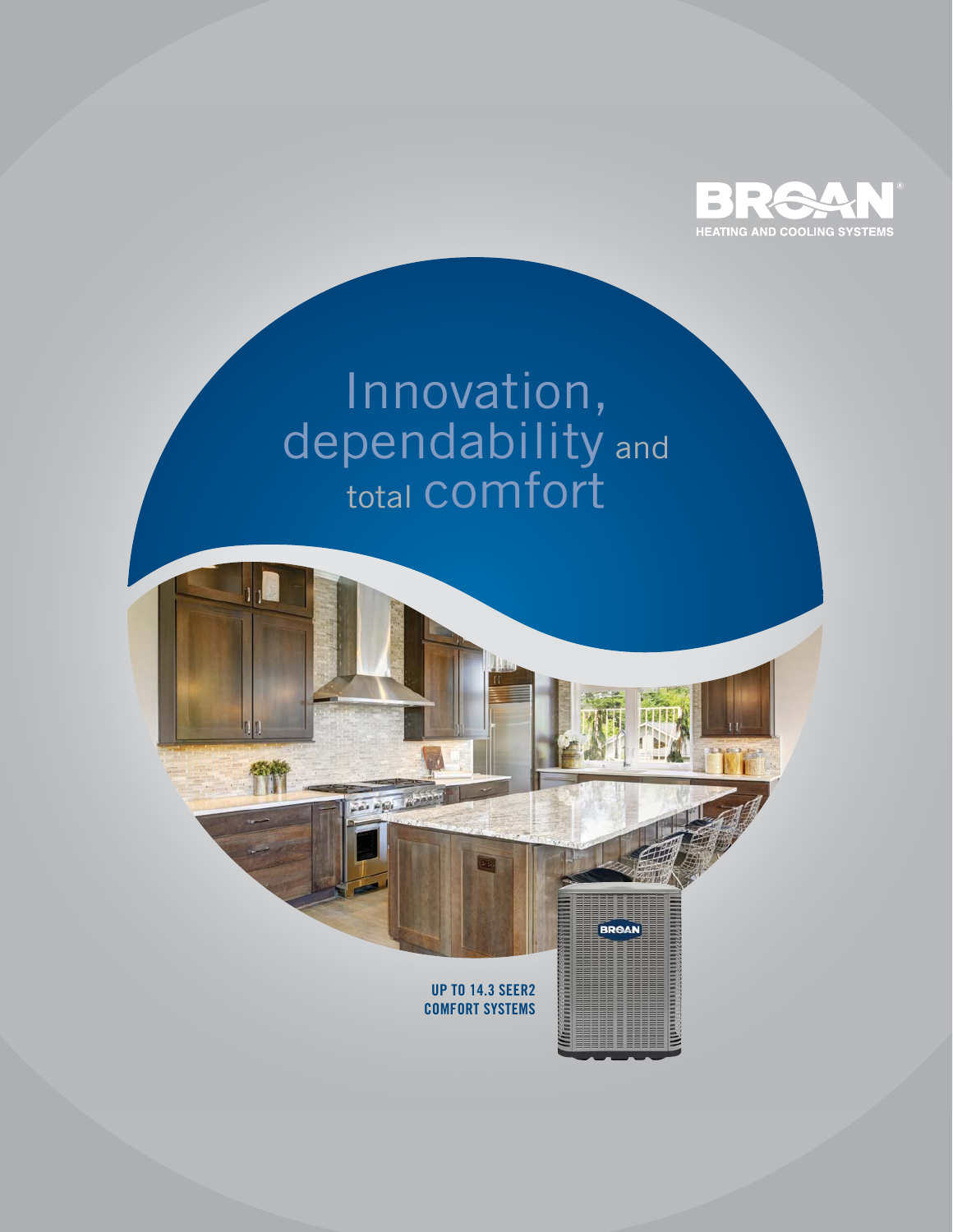BROAN®
HEATING AND COOLING SYSTEMS

# Innovation, dependability and total comfort

**UP TO 14.3 SEER2 COMFORT SYSTEMS**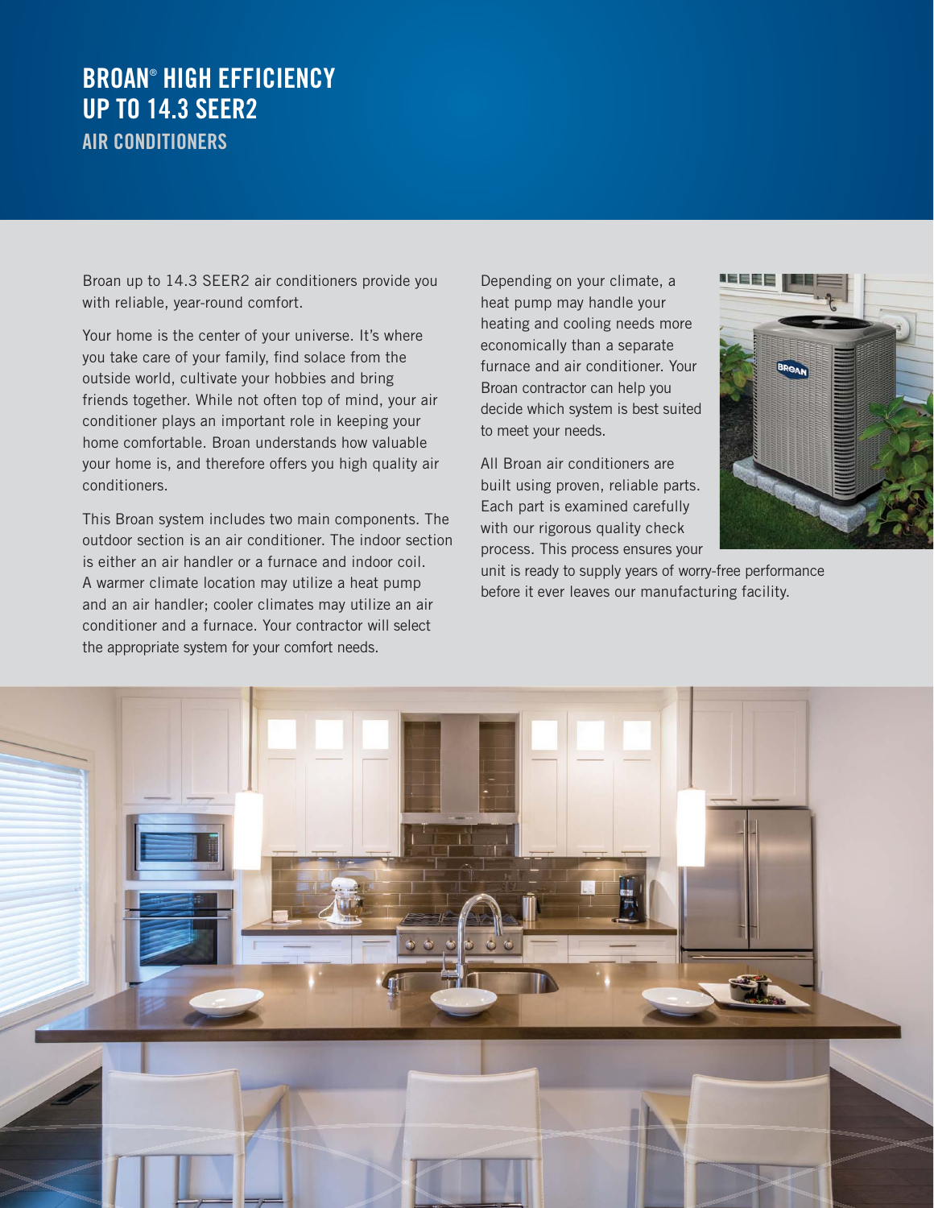# BROAN® HIGH EFFICIENCY UP TO 14.3 SEER2

## AIR CONDITIONERS

Broan up to 14.3 SEER2 air conditioners provide you with reliable, year-round comfort.

Your home is the center of your universe. It's where you take care of your family, find solace from the outside world, cultivate your hobbies and bring friends together. While not often top of mind, your air conditioner plays an important role in keeping your home comfortable. Broan understands how valuable your home is, and therefore offers you high quality air conditioners.

This Broan system includes two main components. The outdoor section is an air conditioner. The indoor section is either an air handler or a furnace and indoor coil. A warmer climate location may utilize a heat pump and an air handler; cooler climates may utilize an air conditioner and a furnace. Your contractor will select the appropriate system for your comfort needs.

Depending on your climate, a heat pump may handle your heating and cooling needs more economically than a separate furnace and air conditioner. Your Broan contractor can help you decide which system is best suited to meet your needs.

All Broan air conditioners are built using proven, reliable parts. Each part is examined carefully with our rigorous quality check process. This process ensures your unit is ready to supply years of worry-free performance before it ever leaves our manufacturing facility.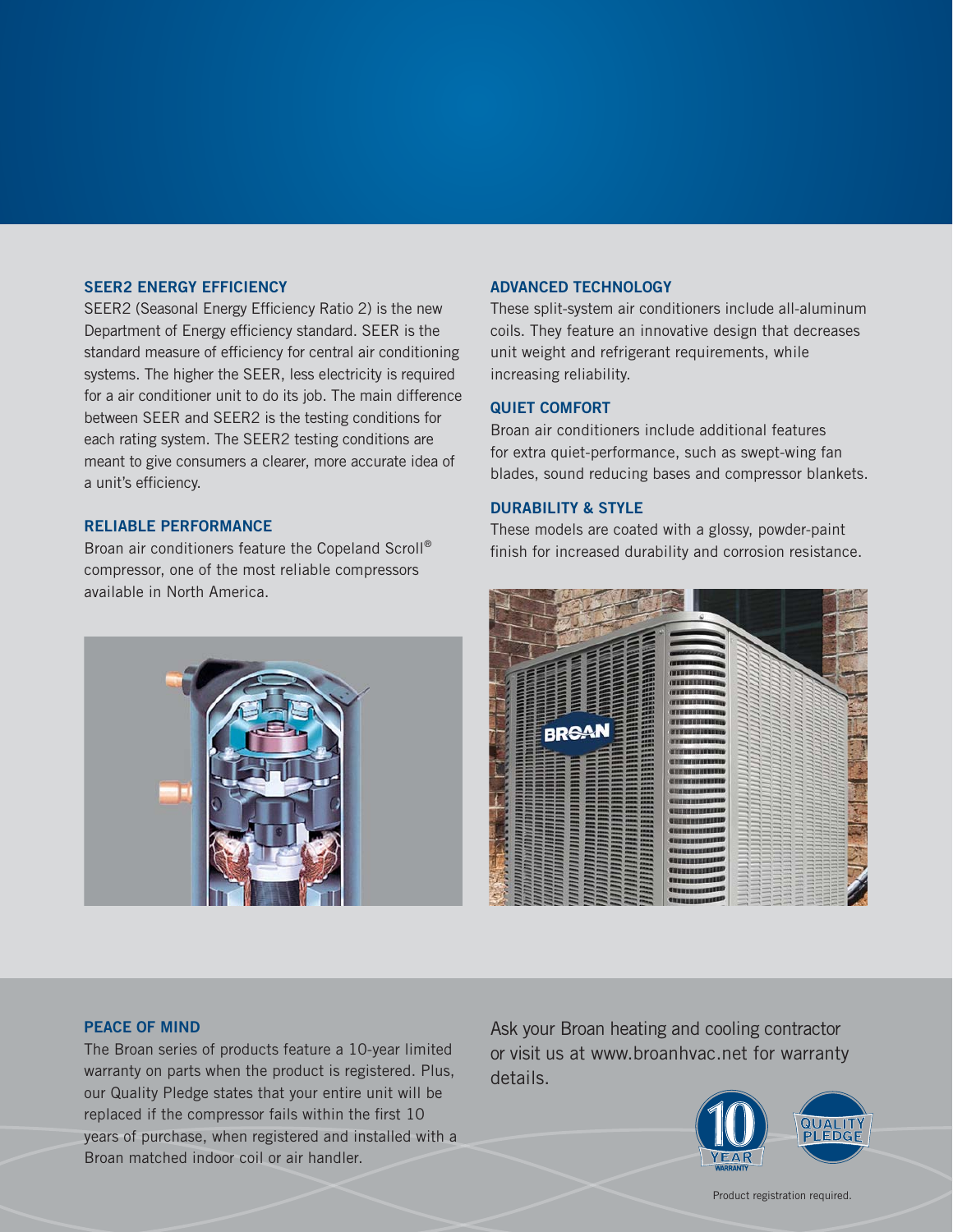## SEER2 ENERGY EFFICIENCY

SEER2 (Seasonal Energy Efficiency Ratio 2) is the new Department of Energy efficiency standard. SEER is the standard measure of efficiency for central air conditioning systems. The higher the SEER, less electricity is required for a air conditioner unit to do its job. The main difference between SEER and SEER2 is the testing conditions for each rating system. The SEER2 testing conditions are meant to give consumers a clearer, more accurate idea of a unit's efficiency.

## RELIABLE PERFORMANCE

Broan air conditioners feature the Copeland Scroll® compressor, one of the most reliable compressors available in North America.

## ADVANCED TECHNOLOGY

These split-system air conditioners include all-aluminum coils. They feature an innovative design that decreases unit weight and refrigerant requirements, while increasing reliability.

## QUIET COMFORT

Broan air conditioners include additional features for extra quiet-performance, such as swept-wing fan blades, sound reducing bases and compressor blankets.

## DURABILITY & STYLE

These models are coated with a glossy, powder-paint finish for increased durability and corrosion resistance.

## PEACE OF MIND

The Broan series of products feature a 10-year limited warranty on parts when the product is registered. Plus, our Quality Pledge states that your entire unit will be replaced if the compressor fails within the first 10 years of purchase, when registered and installed with a Broan matched indoor coil or air handler.

Ask your Broan heating and cooling contractor or visit us at www.broanhvac.net for warranty details.

10 YEAR WARRANTY

QUALITY PLEDGE

Product registration required.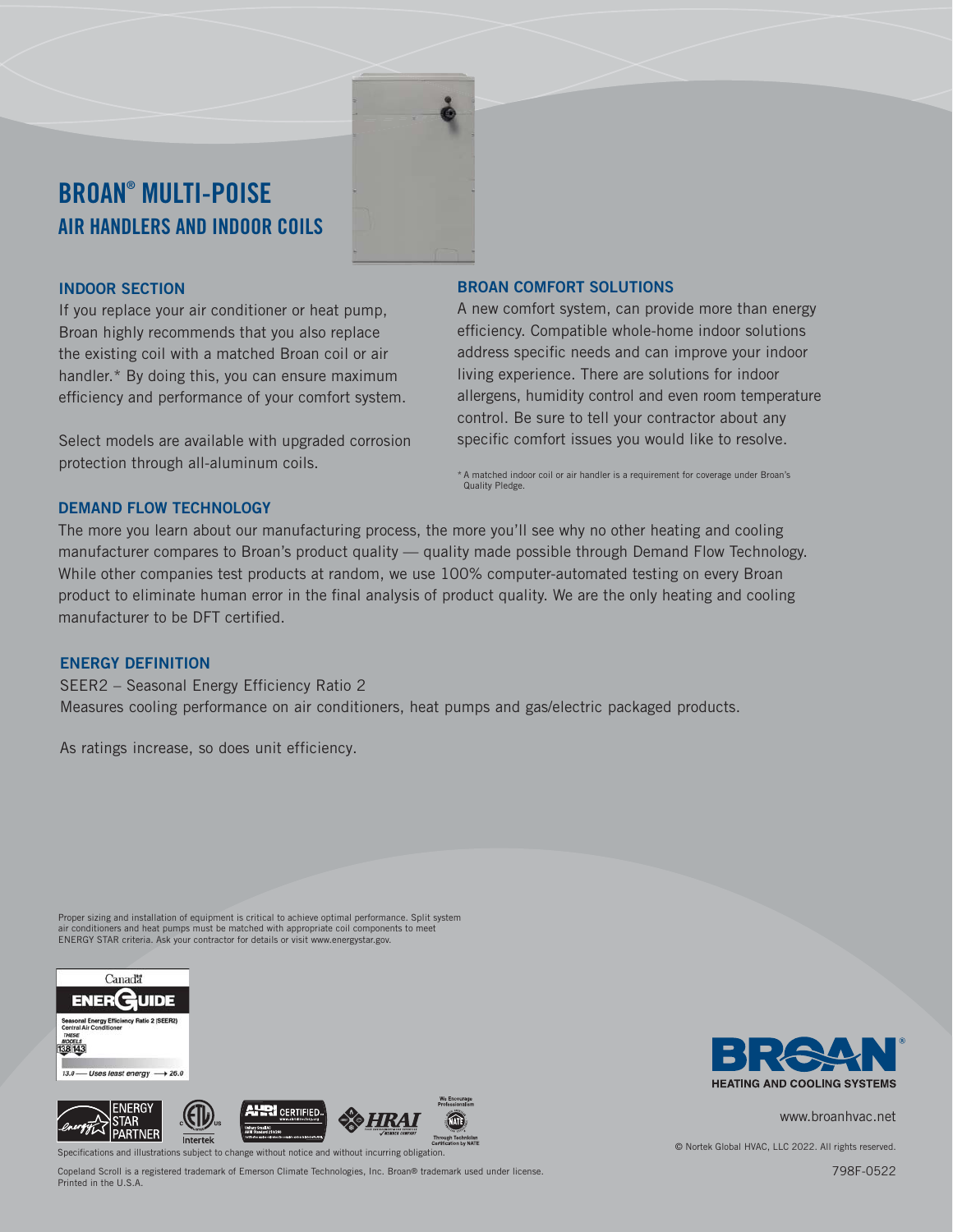# BROAN® MULTI-POISE

## AIR HANDLERS AND INDOOR COILS

### INDOOR SECTION

If you replace your air conditioner or heat pump, Broan highly recommends that you also replace the existing coil with a matched Broan coil or air handler.* By doing this, you can ensure maximum efficiency and performance of your comfort system.

Select models are available with upgraded corrosion protection through all-aluminum coils.

### BROAN COMFORT SOLUTIONS

A new comfort system, can provide more than energy efficiency. Compatible whole-home indoor solutions address specific needs and can improve your indoor living experience. There are solutions for indoor allergens, humidity control and even room temperature control. Be sure to tell your contractor about any specific comfort issues you would like to resolve.

* A matched indoor coil or air handler is a requirement for coverage under Broan's Quality Pledge.

### DEMAND FLOW TECHNOLOGY

The more you learn about our manufacturing process, the more you'll see why no other heating and cooling manufacturer compares to Broan's product quality — quality made possible through Demand Flow Technology. While other companies test products at random, we use 100% computer-automated testing on every Broan product to eliminate human error in the final analysis of product quality. We are the only heating and cooling manufacturer to be DFT certified.

### ENERGY DEFINITION

SEER2 – Seasonal Energy Efficiency Ratio 2
Measures cooling performance on air conditioners, heat pumps and gas/electric packaged products.

As ratings increase, so does unit efficiency.

Proper sizing and installation of equipment is critical to achieve optimal performance. Split system air conditioners and heat pumps must be matched with appropriate coil components to meet ENERGY STAR criteria. Ask your contractor for details or visit www.energystar.gov.

Canada
ENERGUIDE
Seasonal Energy Efficiency Ratio 2 (SEER2)
Central Air Conditioner
THESE MODELS
13.8 14.3
13.8 — Uses least energy → 26.0

ENERGY STAR PARTNER

Intertek

AHRI CERTIFIED

HRAI

We Encourage Professionalism
NATE
Through Technician Certification by NATE

Specifications and illustrations subject to change without notice and without incurring obligation.

Copeland Scroll is a registered trademark of Emerson Climate Technologies, Inc. Broan® trademark used under license.
Printed in the U.S.A.

BROAN®
HEATING AND COOLING SYSTEMS

www.broanhvac.net

© Nortek Global HVAC, LLC 2022. All rights reserved.

798F-0522